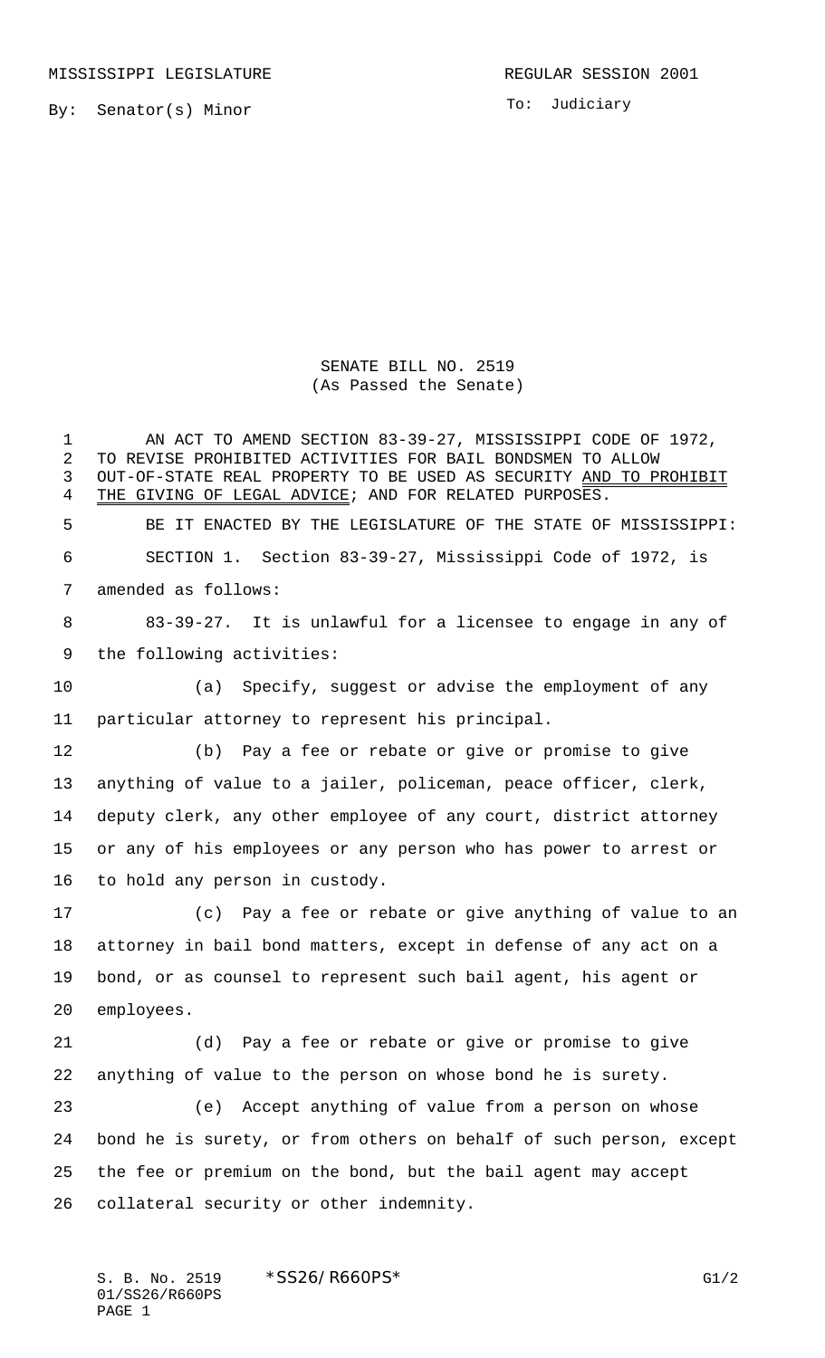MISSISSIPPI LEGISLATURE

REGULAR SESSION 2001

By: Senator(s) Minor

To: Judiciary

# SENATE BILL NO. 2519
(As Passed the Senate)

AN ACT TO AMEND SECTION 83-39-27, MISSISSIPPI CODE OF 1972, TO REVISE PROHIBITED ACTIVITIES FOR BAIL BONDSMEN TO ALLOW OUT-OF-STATE REAL PROPERTY TO BE USED AS SECURITY AND TO PROHIBIT THE GIVING OF LEGAL ADVICE; AND FOR RELATED PURPOSES.

BE IT ENACTED BY THE LEGISLATURE OF THE STATE OF MISSISSIPPI:

SECTION 1. Section 83-39-27, Mississippi Code of 1972, is amended as follows:

83-39-27. It is unlawful for a licensee to engage in any of the following activities:

(a) Specify, suggest or advise the employment of any particular attorney to represent his principal.

(b) Pay a fee or rebate or give or promise to give anything of value to a jailer, policeman, peace officer, clerk, deputy clerk, any other employee of any court, district attorney or any of his employees or any person who has power to arrest or to hold any person in custody.

(c) Pay a fee or rebate or give anything of value to an attorney in bail bond matters, except in defense of any act on a bond, or as counsel to represent such bail agent, his agent or employees.

(d) Pay a fee or rebate or give or promise to give anything of value to the person on whose bond he is surety.

(e) Accept anything of value from a person on whose bond he is surety, or from others on behalf of such person, except the fee or premium on the bond, but the bail agent may accept collateral security or other indemnity.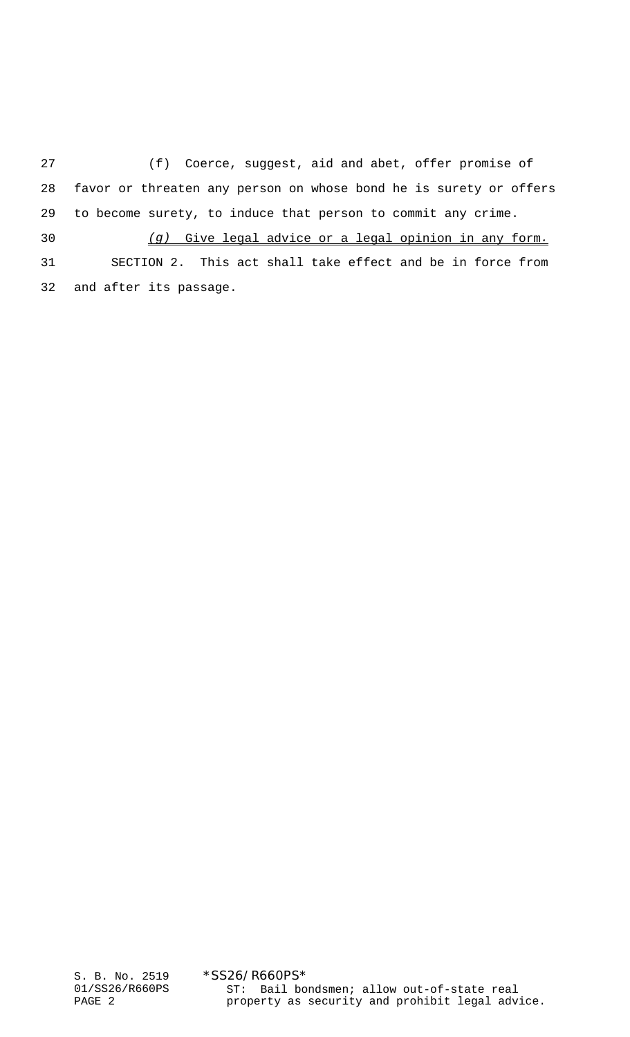(f) Coerce, suggest, aid and abet, offer promise of favor or threaten any person on whose bond he is surety or offers to become surety, to induce that person to commit any crime.

*(g)* Give legal advice or a legal opinion in any form.

SECTION 2. This act shall take effect and be in force from and after its passage.